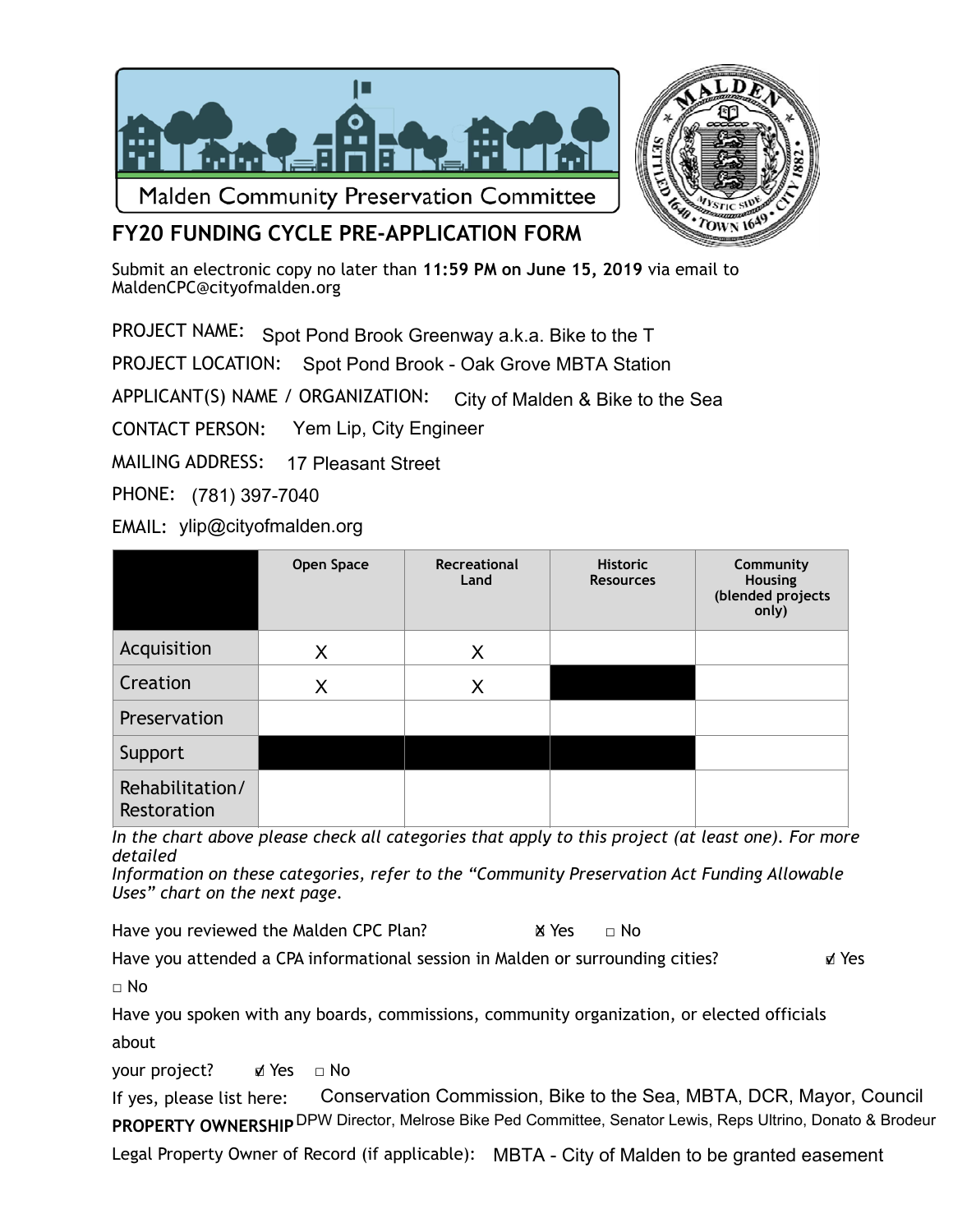Malden Community Preservation Committee

# FY20 FUNDING CYCLE PRE-APPLICATION FORM

Submit an electronic copy no later than **11:59 PM on June 15, 2019** via email to MaldenCPC@cityofmalden.org

PROJECT NAME: Spot Pond Brook Greenway a.k.a. Bike to the T

PROJECT LOCATION: Spot Pond Brook - Oak Grove MBTA Station

APPLICANT(S) NAME / ORGANIZATION: City of Malden & Bike to the Sea

CONTACT PERSON: Yem Lip, City Engineer

MAILING ADDRESS: 17 Pleasant Street

PHONE: (781) 397-7040

EMAIL: ylip@cityofmalden.org

| | Open Space | Recreational Land | Historic Resources | Community Housing (blended projects only) |
|---|---|---|---|---|
| Acquisition | X | X | | |
| Creation | X | X | | |
| Preservation | | | | |
| Support | | | | |
| Rehabilitation/ Restoration | | | | |

*In the chart above please check all categories that apply to this project (at least one). For more detailed Information on these categories, refer to the "Community Preservation Act Funding Allowable Uses" chart on the next page.*

Have you reviewed the Malden CPC Plan? ☒ Yes □ No

Have you attended a CPA informational session in Malden or surrounding cities? ☑ Yes □ No

Have you spoken with any boards, commissions, community organization, or elected officials about your project? ☑ Yes □ No

If yes, please list here: Conservation Commission, Bike to the Sea, MBTA, DCR, Mayor, Council DPW Director, Melrose Bike Ped Committee, Senator Lewis, Reps Ultrino, Donato & Brodeur

**PROPERTY OWNERSHIP**

Legal Property Owner of Record (if applicable): MBTA - City of Malden to be granted easement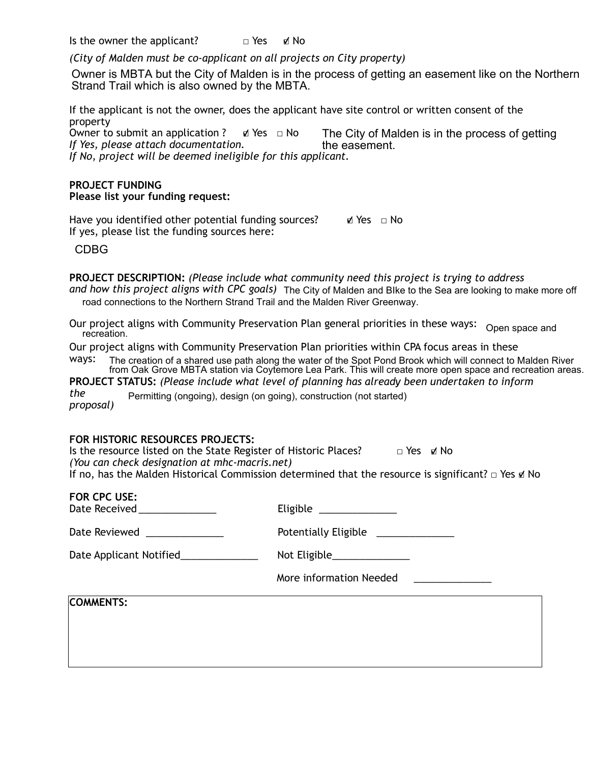Is the owner the applicant? □ Yes ☑ No

*(City of Malden must be co-applicant on all projects on City property)*

Owner is MBTA but the City of Malden is in the process of getting an easement like on the Northern Strand Trail which is also owned by the MBTA.

If the applicant is not the owner, does the applicant have site control or written consent of the property Owner to submit an application ? ☑ Yes □ No

The City of Malden is in the process of getting the easement.

*If Yes, please attach documentation.*
*If No, project will be deemed ineligible for this applicant.*

**PROJECT FUNDING**
**Please list your funding request:**

Have you identified other potential funding sources? ☑ Yes □ No
If yes, please list the funding sources here:

CDBG

**PROJECT DESCRIPTION:** *(Please include what community need this project is trying to address and how this project aligns with CPC goals)* The City of Malden and BIke to the Sea are looking to make more off road connections to the Northern Strand Trail and the Malden River Greenway.

Our project aligns with Community Preservation Plan general priorities in these ways: Open space and recreation.

Our project aligns with Community Preservation Plan priorities within CPA focus areas in these ways: The creation of a shared use path along the water of the Spot Pond Brook which will connect to Malden River from Oak Grove MBTA station via Coytemore Lea Park. This will create more open space and recreation areas.

**PROJECT STATUS:** *(Please include what level of planning has already been undertaken to inform the proposal)* Permitting (ongoing), design (on going), construction (not started)

**FOR HISTORIC RESOURCES PROJECTS:**
Is the resource listed on the State Register of Historic Places? □ Yes ☑ No
*(You can check designation at mhc-macris.net)*
If no, has the Malden Historical Commission determined that the resource is significant? □ Yes ☑ No

**FOR CPC USE:**

Date Received______________ Eligible ______________

Date Reviewed ______________ Potentially Eligible ______________

Date Applicant Notified______________ Not Eligible______________

More information Needed ______________

**COMMENTS:**